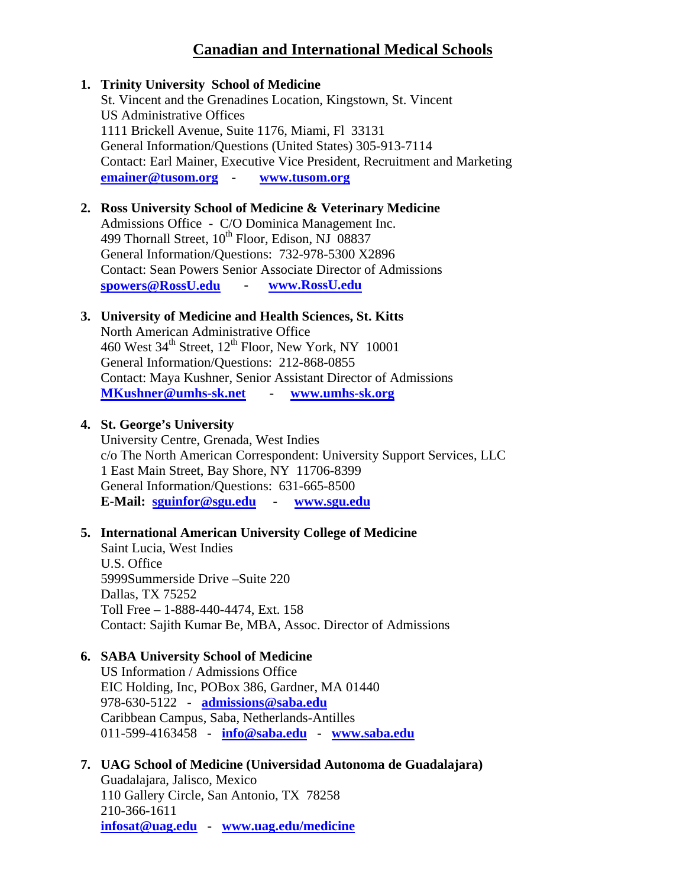# Canadian and International Medical Schools

1. **Trinity University School of Medicine**
   St. Vincent and the Grenadines Location, Kingstown, St. Vincent
   US Administrative Offices
   1111 Brickell Avenue, Suite 1176, Miami, Fl 33131
   General Information/Questions (United States) 305-913-7114
   Contact: Earl Mainer, Executive Vice President, Recruitment and Marketing
   **emainer@tusom.org - www.tusom.org**

2. **Ross University School of Medicine & Veterinary Medicine**
   Admissions Office - C/O Dominica Management Inc.
   499 Thornall Street, 10th Floor, Edison, NJ 08837
   General Information/Questions: 732-978-5300 X2896
   Contact: Sean Powers Senior Associate Director of Admissions
   **spowers@RossU.edu - www.RossU.edu**

3. **University of Medicine and Health Sciences, St. Kitts**
   North American Administrative Office
   460 West 34th Street, 12th Floor, New York, NY 10001
   General Information/Questions: 212-868-0855
   Contact: Maya Kushner, Senior Assistant Director of Admissions
   **MKushner@umhs-sk.net - www.umhs-sk.org**

4. **St. George's University**
   University Centre, Grenada, West Indies
   c/o The North American Correspondent: University Support Services, LLC
   1 East Main Street, Bay Shore, NY 11706-8399
   General Information/Questions: 631-665-8500
   **E-Mail: sguinfor@sgu.edu - www.sgu.edu**

5. **International American University College of Medicine**
   Saint Lucia, West Indies
   U.S. Office
   5999Summerside Drive –Suite 220
   Dallas, TX 75252
   Toll Free – 1-888-440-4474, Ext. 158
   Contact: Sajith Kumar Be, MBA, Assoc. Director of Admissions

6. **SABA University School of Medicine**
   US Information / Admissions Office
   EIC Holding, Inc, POBox 386, Gardner, MA 01440
   978-630-5122 - **admissions@saba.edu**
   Caribbean Campus, Saba, Netherlands-Antilles
   011-599-4163458 - **info@saba.edu - www.saba.edu**

7. **UAG School of Medicine (Universidad Autonoma de Guadalajara)**
   Guadalajara, Jalisco, Mexico
   110 Gallery Circle, San Antonio, TX 78258
   210-366-1611
   **infosat@uag.edu - www.uag.edu/medicine**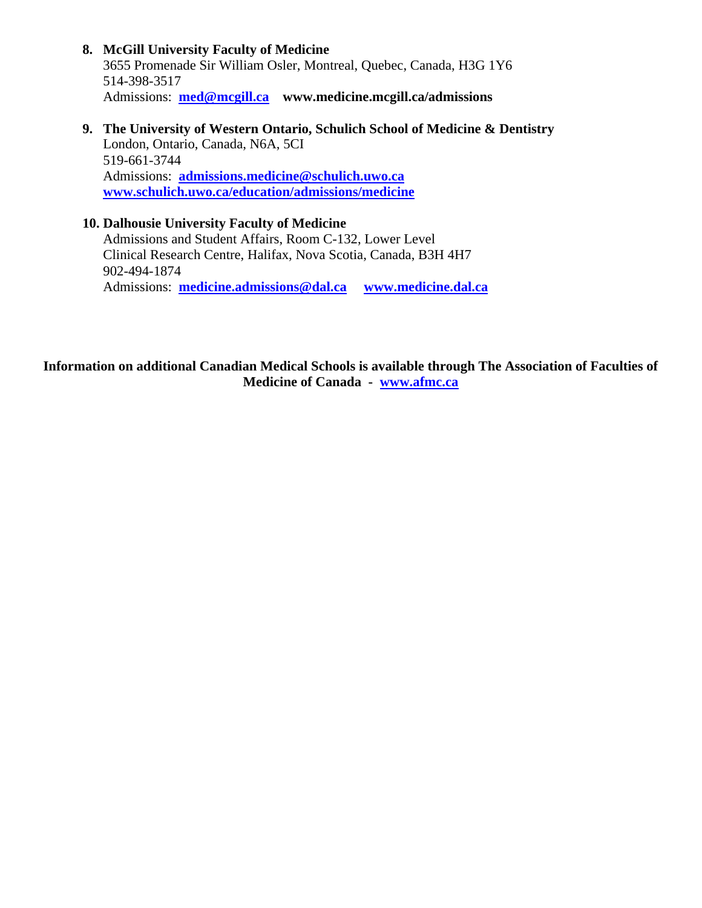8. **McGill University Faculty of Medicine**
   3655 Promenade Sir William Osler, Montreal, Quebec, Canada, H3G 1Y6
   514-398-3517
   Admissions: **med@mcgill.ca** **www.medicine.mcgill.ca/admissions**

9. **The University of Western Ontario, Schulich School of Medicine & Dentistry**
   London, Ontario, Canada, N6A, 5CI
   519-661-3744
   Admissions: **admissions.medicine@schulich.uwo.ca**
   **www.schulich.uwo.ca/education/admissions/medicine**

10. **Dalhousie University Faculty of Medicine**
    Admissions and Student Affairs, Room C-132, Lower Level
    Clinical Research Centre, Halifax, Nova Scotia, Canada, B3H 4H7
    902-494-1874
    Admissions: **medicine.admissions@dal.ca** **www.medicine.dal.ca**

**Information on additional Canadian Medical Schools is available through The Association of Faculties of Medicine of Canada - www.afmc.ca**